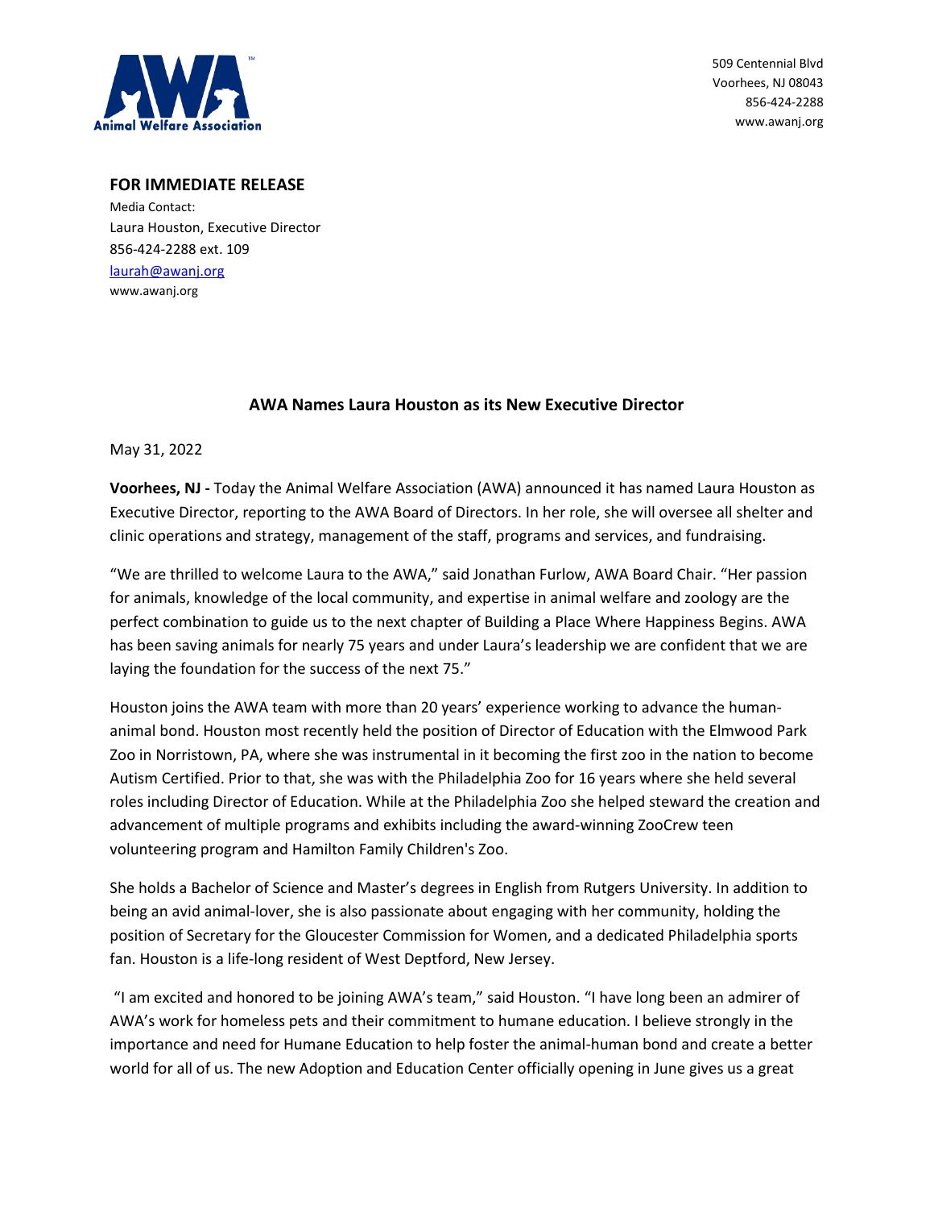509 Centennial Blvd
Voorhees, NJ 08043
856-424-2288
www.awanj.org

**FOR IMMEDIATE RELEASE**

Media Contact:
Laura Houston, Executive Director
856-424-2288 ext. 109
laurah@awanj.org
www.awanj.org

## AWA Names Laura Houston as its New Executive Director

May 31, 2022

**Voorhees, NJ -** Today the Animal Welfare Association (AWA) announced it has named Laura Houston as Executive Director, reporting to the AWA Board of Directors. In her role, she will oversee all shelter and clinic operations and strategy, management of the staff, programs and services, and fundraising.

"We are thrilled to welcome Laura to the AWA," said Jonathan Furlow, AWA Board Chair. "Her passion for animals, knowledge of the local community, and expertise in animal welfare and zoology are the perfect combination to guide us to the next chapter of Building a Place Where Happiness Begins. AWA has been saving animals for nearly 75 years and under Laura's leadership we are confident that we are laying the foundation for the success of the next 75."

Houston joins the AWA team with more than 20 years' experience working to advance the human-animal bond. Houston most recently held the position of Director of Education with the Elmwood Park Zoo in Norristown, PA, where she was instrumental in it becoming the first zoo in the nation to become Autism Certified. Prior to that, she was with the Philadelphia Zoo for 16 years where she held several roles including Director of Education. While at the Philadelphia Zoo she helped steward the creation and advancement of multiple programs and exhibits including the award-winning ZooCrew teen volunteering program and Hamilton Family Children's Zoo.

She holds a Bachelor of Science and Master's degrees in English from Rutgers University. In addition to being an avid animal-lover, she is also passionate about engaging with her community, holding the position of Secretary for the Gloucester Commission for Women, and a dedicated Philadelphia sports fan. Houston is a life-long resident of West Deptford, New Jersey.

"I am excited and honored to be joining AWA's team," said Houston. "I have long been an admirer of AWA's work for homeless pets and their commitment to humane education. I believe strongly in the importance and need for Humane Education to help foster the animal-human bond and create a better world for all of us. The new Adoption and Education Center officially opening in June gives us a great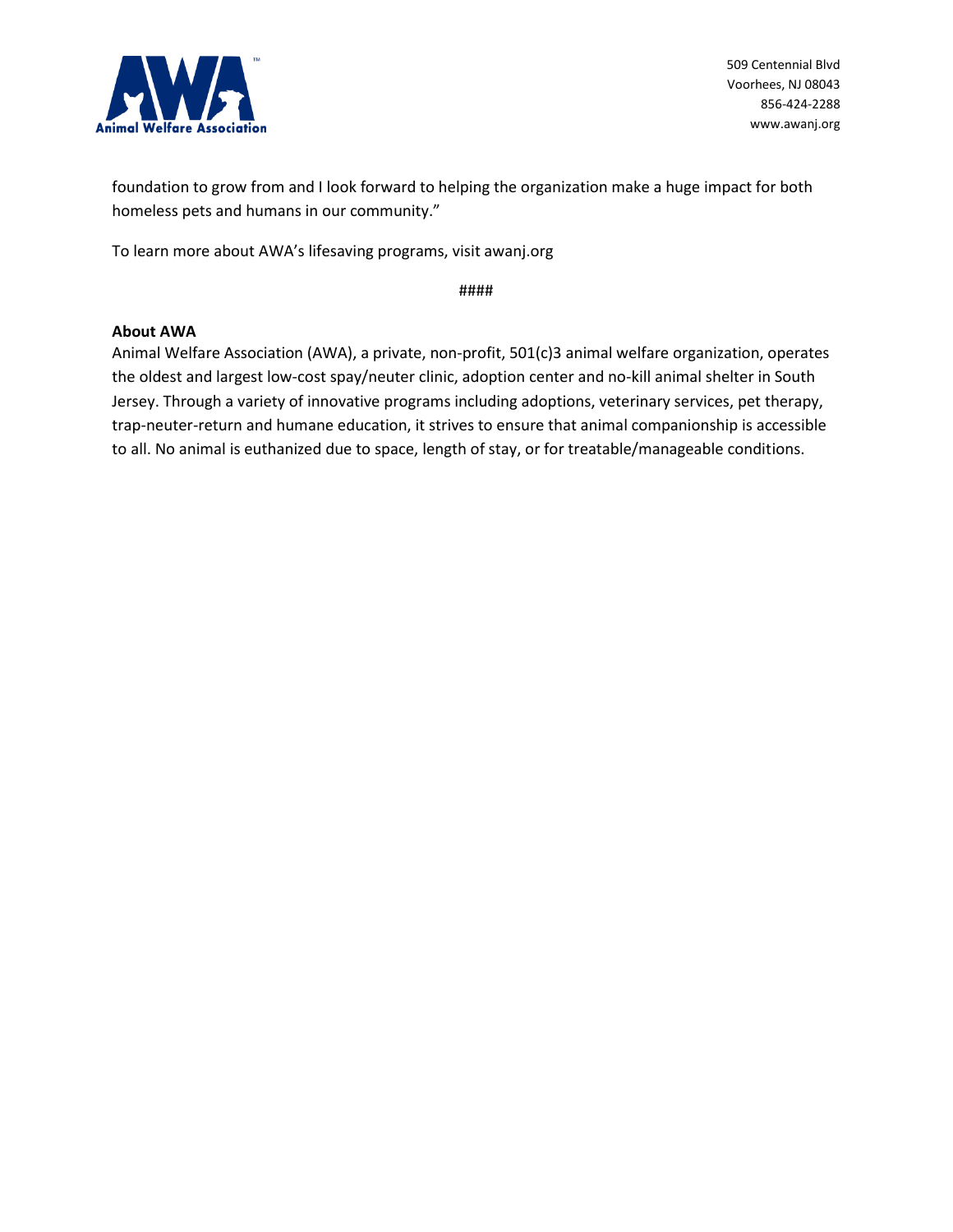foundation to grow from and I look forward to helping the organization make a huge impact for both homeless pets and humans in our community."

To learn more about AWA's lifesaving programs, visit awanj.org

####

**About AWA**

Animal Welfare Association (AWA), a private, non-profit, 501(c)3 animal welfare organization, operates the oldest and largest low-cost spay/neuter clinic, adoption center and no-kill animal shelter in South Jersey. Through a variety of innovative programs including adoptions, veterinary services, pet therapy, trap-neuter-return and humane education, it strives to ensure that animal companionship is accessible to all. No animal is euthanized due to space, length of stay, or for treatable/manageable conditions.